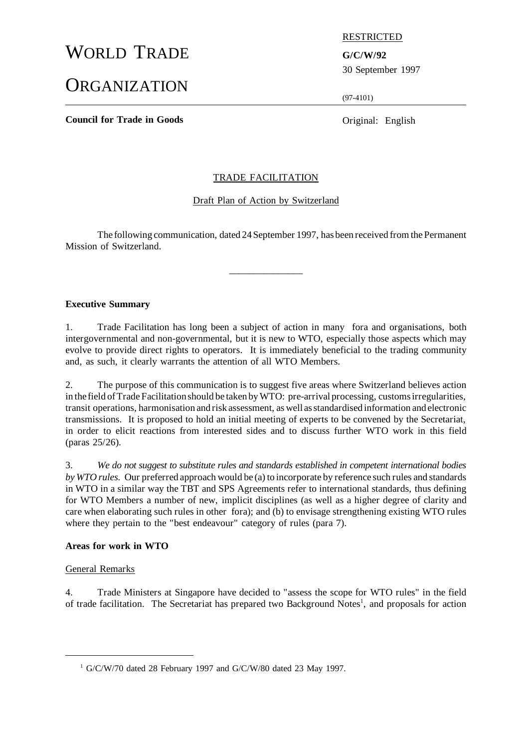# WORLD TRADE ORGANIZATION

RESTRICTED

**G/C/W/92**

30 September 1997

(97-4101)

**Council for Trade in Goods**

Original: English

## TRADE FACILITATION

Draft Plan of Action by Switzerland

The following communication, dated 24 September 1997, has been received from the Permanent Mission of Switzerland.

---

**Executive Summary**

1. Trade Facilitation has long been a subject of action in many fora and organisations, both intergovernmental and non-governmental, but it is new to WTO, especially those aspects which may evolve to provide direct rights to operators. It is immediately beneficial to the trading community and, as such, it clearly warrants the attention of all WTO Members.

2. The purpose of this communication is to suggest five areas where Switzerland believes action in the field of Trade Facilitation should be taken by WTO: pre-arrival processing, customs irregularities, transit operations, harmonisation and risk assessment, as well as standardised information and electronic transmissions. It is proposed to hold an initial meeting of experts to be convened by the Secretariat, in order to elicit reactions from interested sides and to discuss further WTO work in this field (paras 25/26).

3. *We do not suggest to substitute rules and standards established in competent international bodies by WTO rules.* Our preferred approach would be (a) to incorporate by reference such rules and standards in WTO in a similar way the TBT and SPS Agreements refer to international standards, thus defining for WTO Members a number of new, implicit disciplines (as well as a higher degree of clarity and care when elaborating such rules in other fora); and (b) to envisage strengthening existing WTO rules where they pertain to the "best endeavour" category of rules (para 7).

**Areas for work in WTO**

General Remarks

4. Trade Ministers at Singapore have decided to "assess the scope for WTO rules" in the field of trade facilitation. The Secretariat has prepared two Background Notes[1], and proposals for action

---

[1] G/C/W/70 dated 28 February 1997 and G/C/W/80 dated 23 May 1997.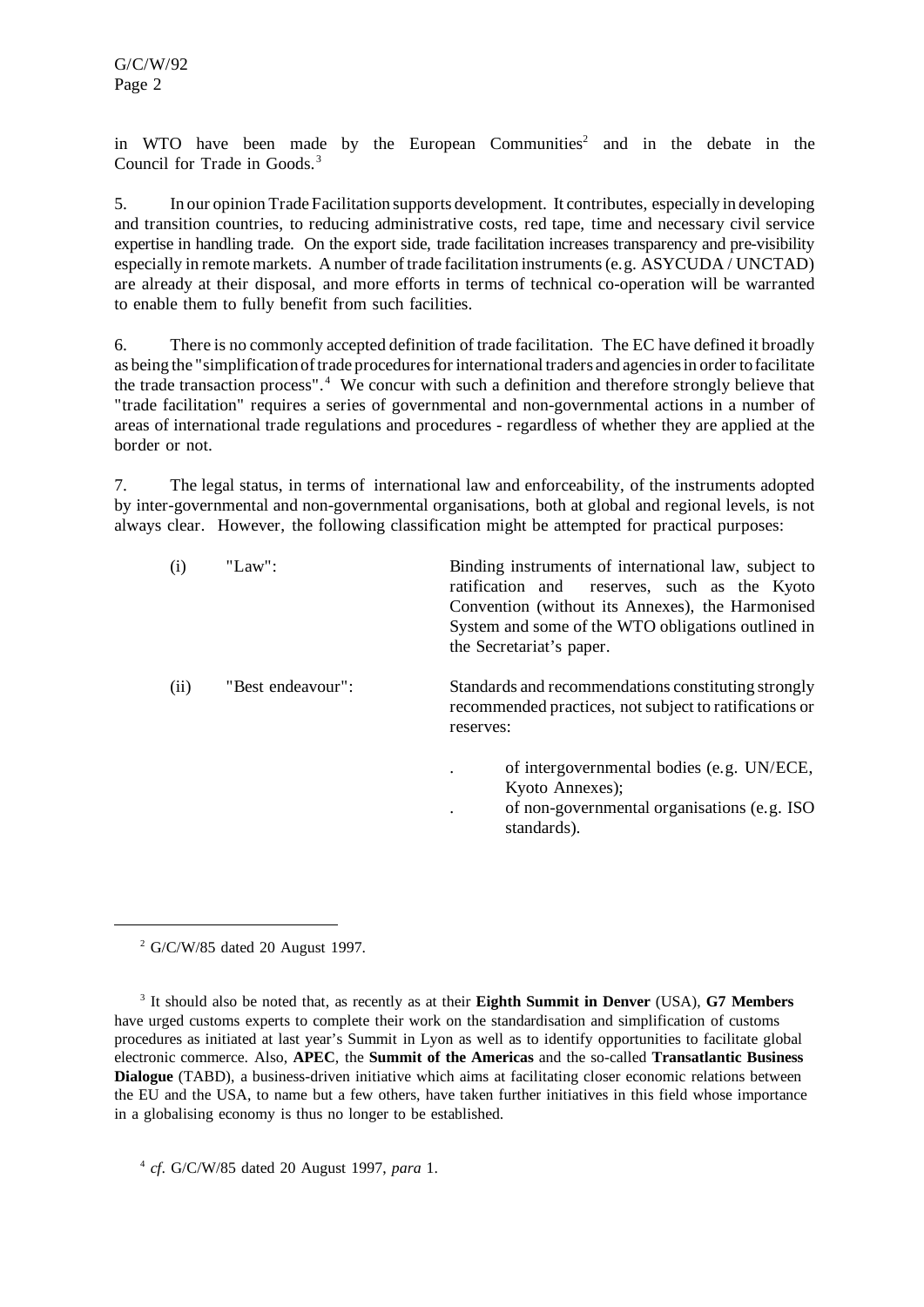in WTO have been made by the European Communities[2] and in the debate in the Council for Trade in Goods.[3]

5. In our opinion Trade Facilitation supports development. It contributes, especially in developing and transition countries, to reducing administrative costs, red tape, time and necessary civil service expertise in handling trade. On the export side, trade facilitation increases transparency and pre-visibility especially in remote markets. A number of trade facilitation instruments (e.g. ASYCUDA / UNCTAD) are already at their disposal, and more efforts in terms of technical co-operation will be warranted to enable them to fully benefit from such facilities.

6. There is no commonly accepted definition of trade facilitation. The EC have defined it broadly as being the "simplification of trade procedures for international traders and agencies in order to facilitate the trade transaction process".[4] We concur with such a definition and therefore strongly believe that "trade facilitation" requires a series of governmental and non-governmental actions in a number of areas of international trade regulations and procedures - regardless of whether they are applied at the border or not.

7. The legal status, in terms of international law and enforceability, of the instruments adopted by inter-governmental and non-governmental organisations, both at global and regional levels, is not always clear. However, the following classification might be attempted for practical purposes:

(i) "Law": Binding instruments of international law, subject to ratification and reserves, such as the Kyoto Convention (without its Annexes), the Harmonised System and some of the WTO obligations outlined in the Secretariat's paper.

(ii) "Best endeavour": Standards and recommendations constituting strongly recommended practices, not subject to ratifications or reserves:

- of intergovernmental bodies (e.g. UN/ECE, Kyoto Annexes);
- of non-governmental organisations (e.g. ISO standards).

---

[2] G/C/W/85 dated 20 August 1997.

[3] It should also be noted that, as recently as at their **Eighth Summit in Denver** (USA), **G7 Members** have urged customs experts to complete their work on the standardisation and simplification of customs procedures as initiated at last year's Summit in Lyon as well as to identify opportunities to facilitate global electronic commerce. Also, **APEC**, the **Summit of the Americas** and the so-called **Transatlantic Business Dialogue** (TABD), a business-driven initiative which aims at facilitating closer economic relations between the EU and the USA, to name but a few others, have taken further initiatives in this field whose importance in a globalising economy is thus no longer to be established.

[4] *cf*. G/C/W/85 dated 20 August 1997, *para* 1.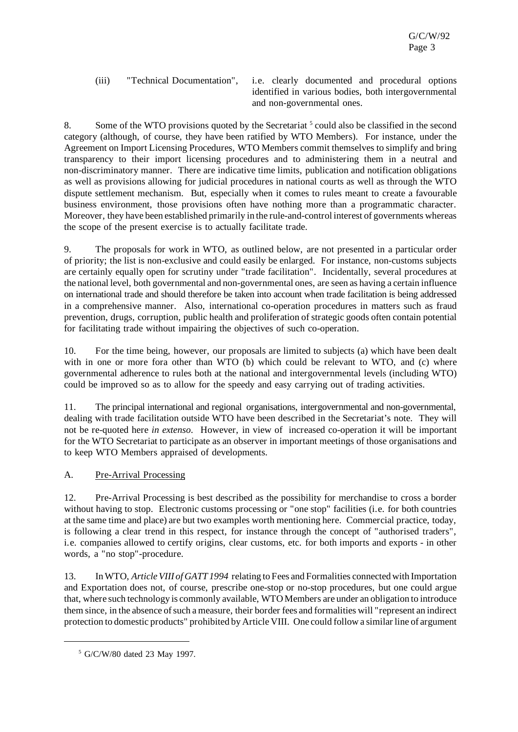(iii) "Technical Documentation", i.e. clearly documented and procedural options identified in various bodies, both intergovernmental and non-governmental ones.

8. Some of the WTO provisions quoted by the Secretariat [5] could also be classified in the second category (although, of course, they have been ratified by WTO Members). For instance, under the Agreement on Import Licensing Procedures, WTO Members commit themselves to simplify and bring transparency to their import licensing procedures and to administering them in a neutral and non-discriminatory manner. There are indicative time limits, publication and notification obligations as well as provisions allowing for judicial procedures in national courts as well as through the WTO dispute settlement mechanism. But, especially when it comes to rules meant to create a favourable business environment, those provisions often have nothing more than a programmatic character. Moreover, they have been established primarily in the rule-and-control interest of governments whereas the scope of the present exercise is to actually facilitate trade.

9. The proposals for work in WTO, as outlined below, are not presented in a particular order of priority; the list is non-exclusive and could easily be enlarged. For instance, non-customs subjects are certainly equally open for scrutiny under "trade facilitation". Incidentally, several procedures at the national level, both governmental and non-governmental ones, are seen as having a certain influence on international trade and should therefore be taken into account when trade facilitation is being addressed in a comprehensive manner. Also, international co-operation procedures in matters such as fraud prevention, drugs, corruption, public health and proliferation of strategic goods often contain potential for facilitating trade without impairing the objectives of such co-operation.

10. For the time being, however, our proposals are limited to subjects (a) which have been dealt with in one or more fora other than WTO (b) which could be relevant to WTO, and (c) where governmental adherence to rules both at the national and intergovernmental levels (including WTO) could be improved so as to allow for the speedy and easy carrying out of trading activities.

11. The principal international and regional organisations, intergovernmental and non-governmental, dealing with trade facilitation outside WTO have been described in the Secretariat's note. They will not be re-quoted here *in extenso*. However, in view of increased co-operation it will be important for the WTO Secretariat to participate as an observer in important meetings of those organisations and to keep WTO Members appraised of developments.

## A. Pre-Arrival Processing

12. Pre-Arrival Processing is best described as the possibility for merchandise to cross a border without having to stop. Electronic customs processing or "one stop" facilities (i.e. for both countries at the same time and place) are but two examples worth mentioning here. Commercial practice, today, is following a clear trend in this respect, for instance through the concept of "authorised traders", i.e. companies allowed to certify origins, clear customs, etc. for both imports and exports - in other words, a "no stop"-procedure.

13. In WTO, *Article VIII of GATT 1994* relating to Fees and Formalities connected with Importation and Exportation does not, of course, prescribe one-stop or no-stop procedures, but one could argue that, where such technology is commonly available, WTO Members are under an obligation to introduce them since, in the absence of such a measure, their border fees and formalities will "represent an indirect protection to domestic products" prohibited by Article VIII. One could follow a similar line of argument

[5] G/C/W/80 dated 23 May 1997.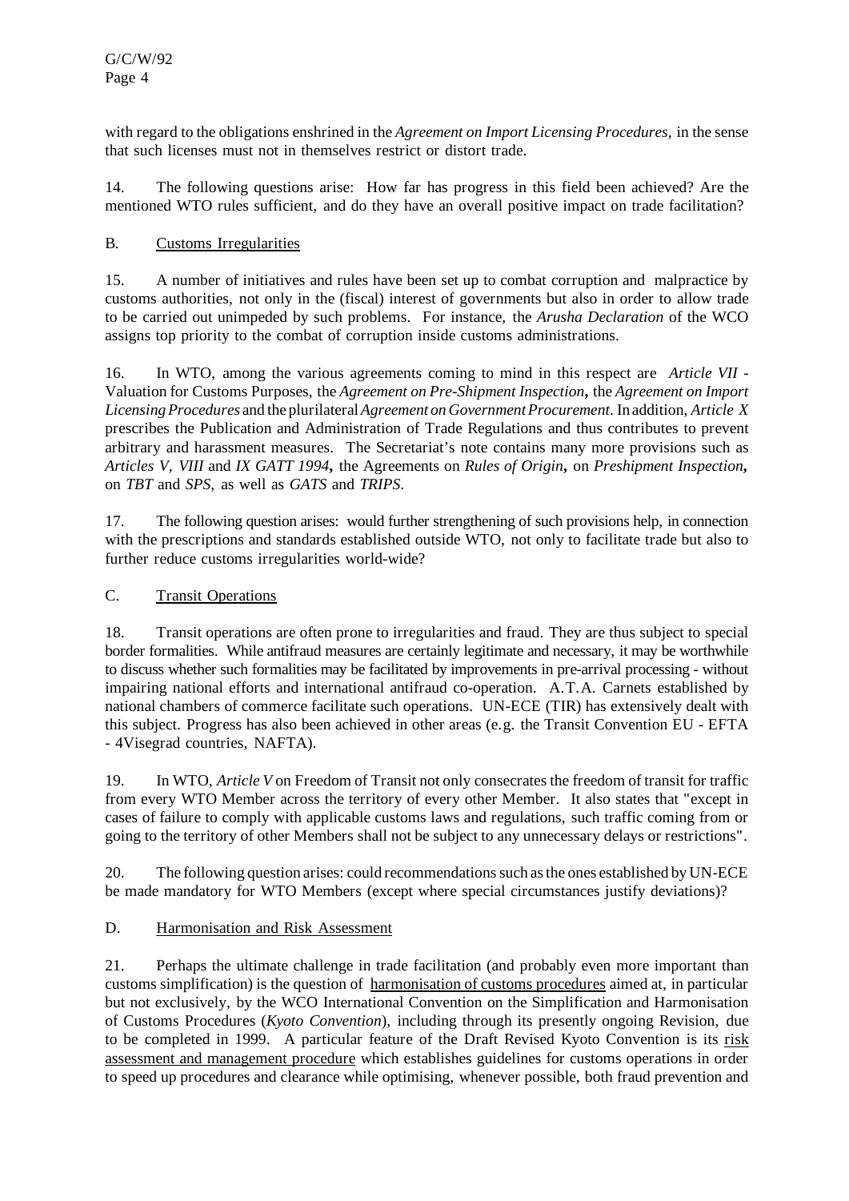with regard to the obligations enshrined in the *Agreement on Import Licensing Procedures*, in the sense that such licenses must not in themselves restrict or distort trade.

14. The following questions arise: How far has progress in this field been achieved? Are the mentioned WTO rules sufficient, and do they have an overall positive impact on trade facilitation?

B. Customs Irregularities

15. A number of initiatives and rules have been set up to combat corruption and malpractice by customs authorities, not only in the (fiscal) interest of governments but also in order to allow trade to be carried out unimpeded by such problems. For instance, the *Arusha Declaration* of the WCO assigns top priority to the combat of corruption inside customs administrations.

16. In WTO, among the various agreements coming to mind in this respect are *Article VII* - Valuation for Customs Purposes, the *Agreement on Pre-Shipment Inspection*, the *Agreement on Import Licensing Procedures* and the plurilateral *Agreement on Government Procurement*. In addition, *Article X* prescribes the Publication and Administration of Trade Regulations and thus contributes to prevent arbitrary and harassment measures. The Secretariat's note contains many more provisions such as *Articles V*, *VIII* and *IX GATT 1994*, the Agreements on *Rules of Origin*, on *Preshipment Inspection*, on *TBT* and *SPS*, as well as *GATS* and *TRIPS*.

17. The following question arises: would further strengthening of such provisions help, in connection with the prescriptions and standards established outside WTO, not only to facilitate trade but also to further reduce customs irregularities world-wide?

C. Transit Operations

18. Transit operations are often prone to irregularities and fraud. They are thus subject to special border formalities. While antifraud measures are certainly legitimate and necessary, it may be worthwhile to discuss whether such formalities may be facilitated by improvements in pre-arrival processing - without impairing national efforts and international antifraud co-operation. A.T.A. Carnets established by national chambers of commerce facilitate such operations. UN-ECE (TIR) has extensively dealt with this subject. Progress has also been achieved in other areas (e.g. the Transit Convention EU - EFTA - 4Visegrad countries, NAFTA).

19. In WTO, *Article V* on Freedom of Transit not only consecrates the freedom of transit for traffic from every WTO Member across the territory of every other Member. It also states that "except in cases of failure to comply with applicable customs laws and regulations, such traffic coming from or going to the territory of other Members shall not be subject to any unnecessary delays or restrictions".

20. The following question arises: could recommendations such as the ones established by UN-ECE be made mandatory for WTO Members (except where special circumstances justify deviations)?

D. Harmonisation and Risk Assessment

21. Perhaps the ultimate challenge in trade facilitation (and probably even more important than customs simplification) is the question of harmonisation of customs procedures aimed at, in particular but not exclusively, by the WCO International Convention on the Simplification and Harmonisation of Customs Procedures (*Kyoto Convention*), including through its presently ongoing Revision, due to be completed in 1999. A particular feature of the Draft Revised Kyoto Convention is its risk assessment and management procedure which establishes guidelines for customs operations in order to speed up procedures and clearance while optimising, whenever possible, both fraud prevention and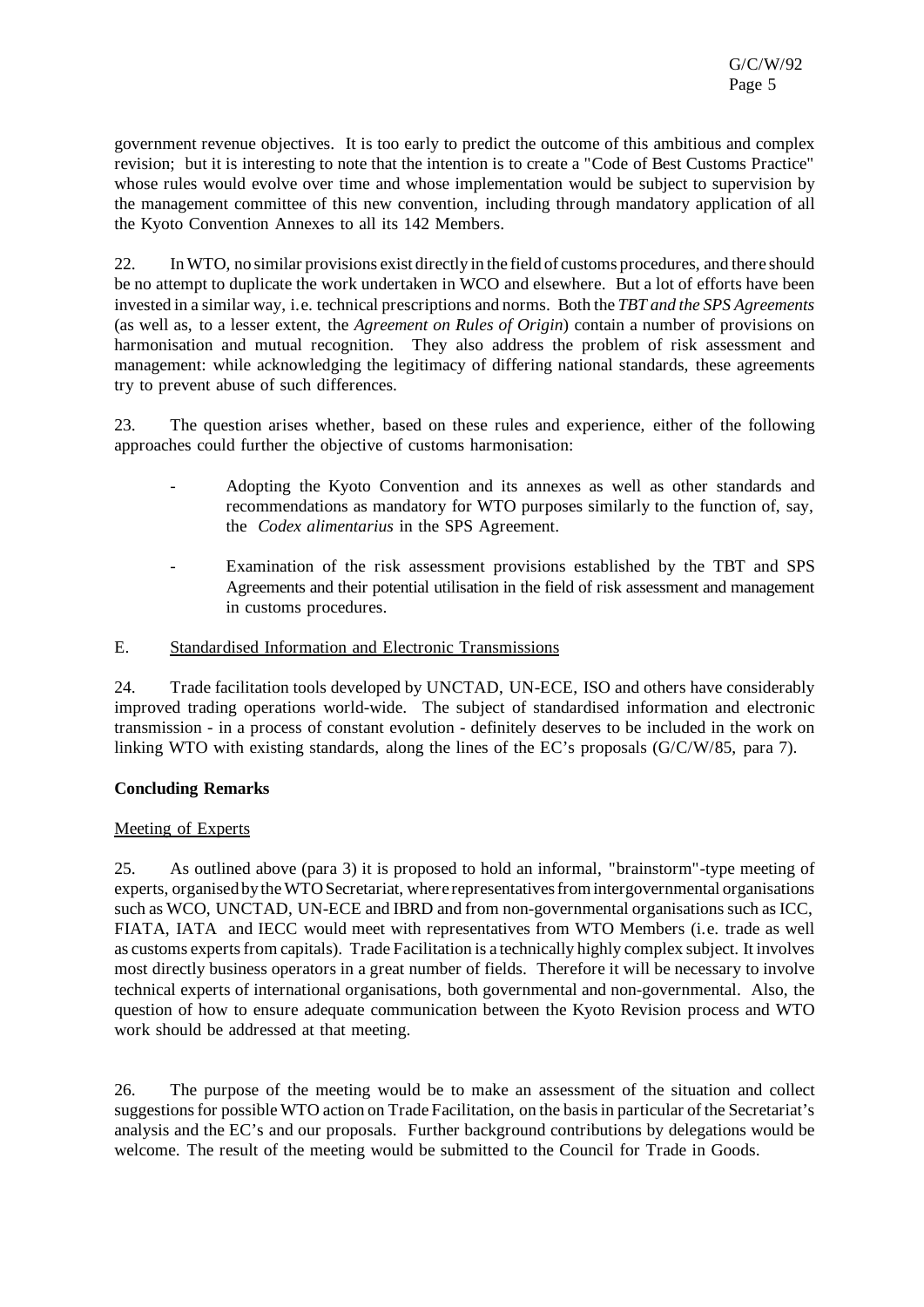government revenue objectives. It is too early to predict the outcome of this ambitious and complex revision; but it is interesting to note that the intention is to create a "Code of Best Customs Practice" whose rules would evolve over time and whose implementation would be subject to supervision by the management committee of this new convention, including through mandatory application of all the Kyoto Convention Annexes to all its 142 Members.

22. In WTO, no similar provisions exist directly in the field of customs procedures, and there should be no attempt to duplicate the work undertaken in WCO and elsewhere. But a lot of efforts have been invested in a similar way, i.e. technical prescriptions and norms. Both the *TBT and the SPS Agreements* (as well as, to a lesser extent, the *Agreement on Rules of Origin*) contain a number of provisions on harmonisation and mutual recognition. They also address the problem of risk assessment and management: while acknowledging the legitimacy of differing national standards, these agreements try to prevent abuse of such differences.

23. The question arises whether, based on these rules and experience, either of the following approaches could further the objective of customs harmonisation:

- Adopting the Kyoto Convention and its annexes as well as other standards and recommendations as mandatory for WTO purposes similarly to the function of, say, the *Codex alimentarius* in the SPS Agreement.

- Examination of the risk assessment provisions established by the TBT and SPS Agreements and their potential utilisation in the field of risk assessment and management in customs procedures.

E. Standardised Information and Electronic Transmissions

24. Trade facilitation tools developed by UNCTAD, UN-ECE, ISO and others have considerably improved trading operations world-wide. The subject of standardised information and electronic transmission - in a process of constant evolution - definitely deserves to be included in the work on linking WTO with existing standards, along the lines of the EC's proposals (G/C/W/85, para 7).

**Concluding Remarks**

Meeting of Experts

25. As outlined above (para 3) it is proposed to hold an informal, "brainstorm"-type meeting of experts, organised by the WTO Secretariat, where representatives from intergovernmental organisations such as WCO, UNCTAD, UN-ECE and IBRD and from non-governmental organisations such as ICC, FIATA, IATA and IECC would meet with representatives from WTO Members (i.e. trade as well as customs experts from capitals). Trade Facilitation is a technically highly complex subject. It involves most directly business operators in a great number of fields. Therefore it will be necessary to involve technical experts of international organisations, both governmental and non-governmental. Also, the question of how to ensure adequate communication between the Kyoto Revision process and WTO work should be addressed at that meeting.

26. The purpose of the meeting would be to make an assessment of the situation and collect suggestions for possible WTO action on Trade Facilitation, on the basis in particular of the Secretariat's analysis and the EC's and our proposals. Further background contributions by delegations would be welcome. The result of the meeting would be submitted to the Council for Trade in Goods.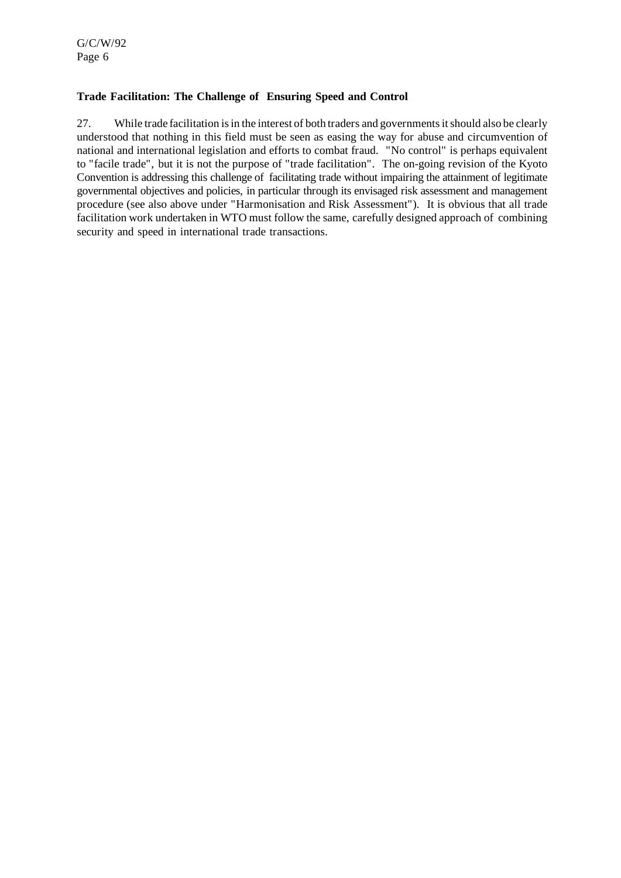**Trade Facilitation: The Challenge of Ensuring Speed and Control**

27. While trade facilitation is in the interest of both traders and governments it should also be clearly understood that nothing in this field must be seen as easing the way for abuse and circumvention of national and international legislation and efforts to combat fraud. "No control" is perhaps equivalent to "facile trade", but it is not the purpose of "trade facilitation". The on-going revision of the Kyoto Convention is addressing this challenge of facilitating trade without impairing the attainment of legitimate governmental objectives and policies, in particular through its envisaged risk assessment and management procedure (see also above under "Harmonisation and Risk Assessment"). It is obvious that all trade facilitation work undertaken in WTO must follow the same, carefully designed approach of combining security and speed in international trade transactions.